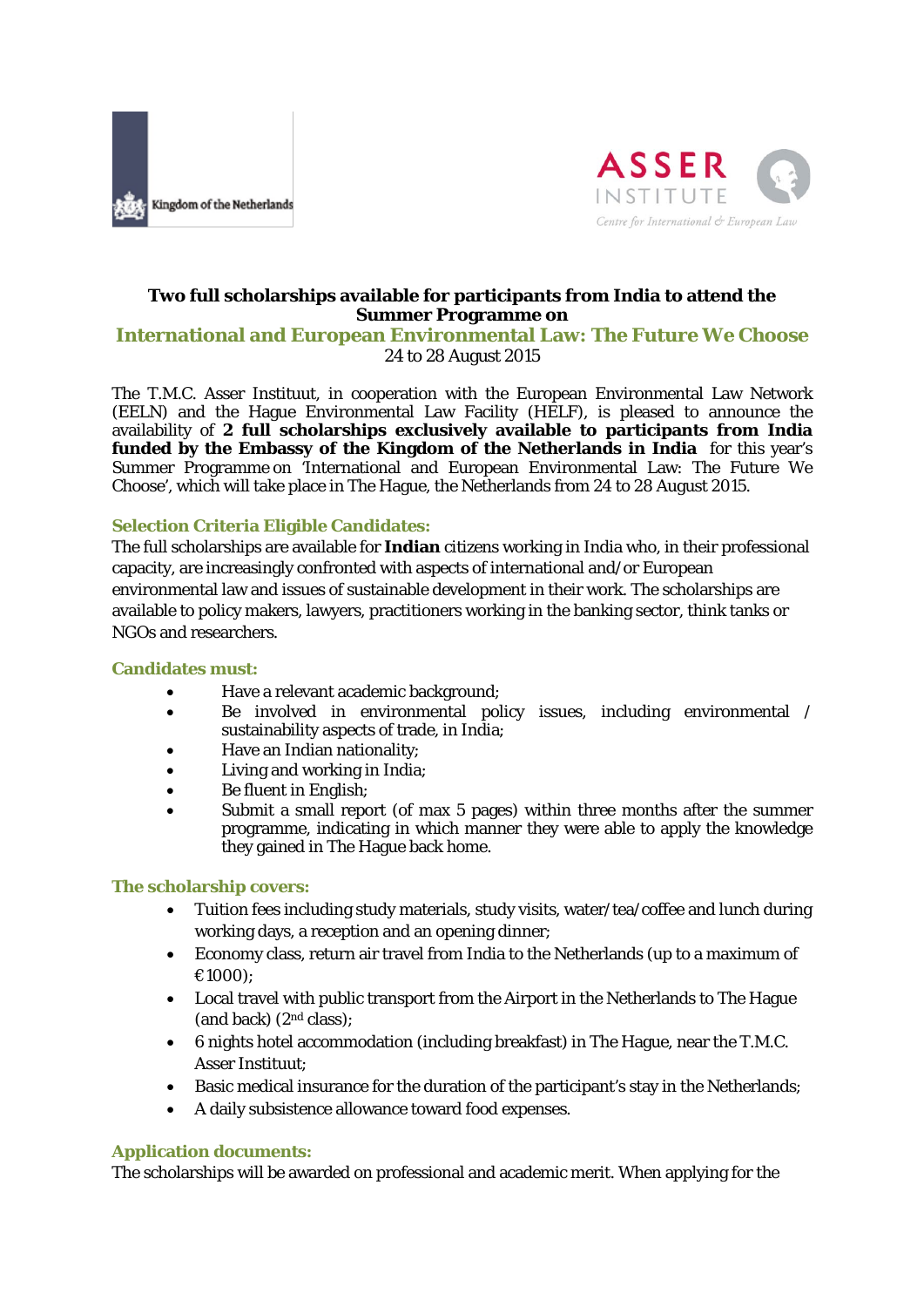Kingdom of the Netherlands

ASSER INSTITUTE
*Centre for International & European Law*

**Two full scholarships available for participants from India to attend the Summer Programme on**

## International and European Environmental Law: The Future We Choose

24 to 28 August 2015

The T.M.C. Asser Instituut, in cooperation with the European Environmental Law Network (EELN) and the Hague Environmental Law Facility (HELF), is pleased to announce the availability of **2 full scholarships exclusively available to participants from India funded by the Embassy of the Kingdom of the Netherlands in India** for this year's Summer Programme on 'International and European Environmental Law: The Future We Choose', which will take place in The Hague, the Netherlands from 24 to 28 August 2015.

### Selection Criteria Eligible Candidates:

The full scholarships are available for **Indian** citizens working in India who, in their professional capacity, are increasingly confronted with aspects of international and/or European environmental law and issues of sustainable development in their work. The scholarships are available to policy makers, lawyers, practitioners working in the banking sector, think tanks or NGOs and researchers.

### Candidates must:

- Have a relevant academic background;
- Be involved in environmental policy issues, including environmental / sustainability aspects of trade, in India;
- Have an Indian nationality;
- Living and working in India;
- Be fluent in English;
- Submit a small report (of max 5 pages) within three months after the summer programme, indicating in which manner they were able to apply the knowledge they gained in The Hague back home.

### The scholarship covers:

- Tuition fees including study materials, study visits, water/tea/coffee and lunch during working days, a reception and an opening dinner;
- Economy class, return air travel from India to the Netherlands (up to a maximum of €1000);
- Local travel with public transport from the Airport in the Netherlands to The Hague (and back) (2nd class);
- 6 nights hotel accommodation (including breakfast) in The Hague, near the T.M.C. Asser Instituut;
- Basic medical insurance for the duration of the participant's stay in the Netherlands;
- A daily subsistence allowance toward food expenses.

### Application documents:

The scholarships will be awarded on professional and academic merit. When applying for the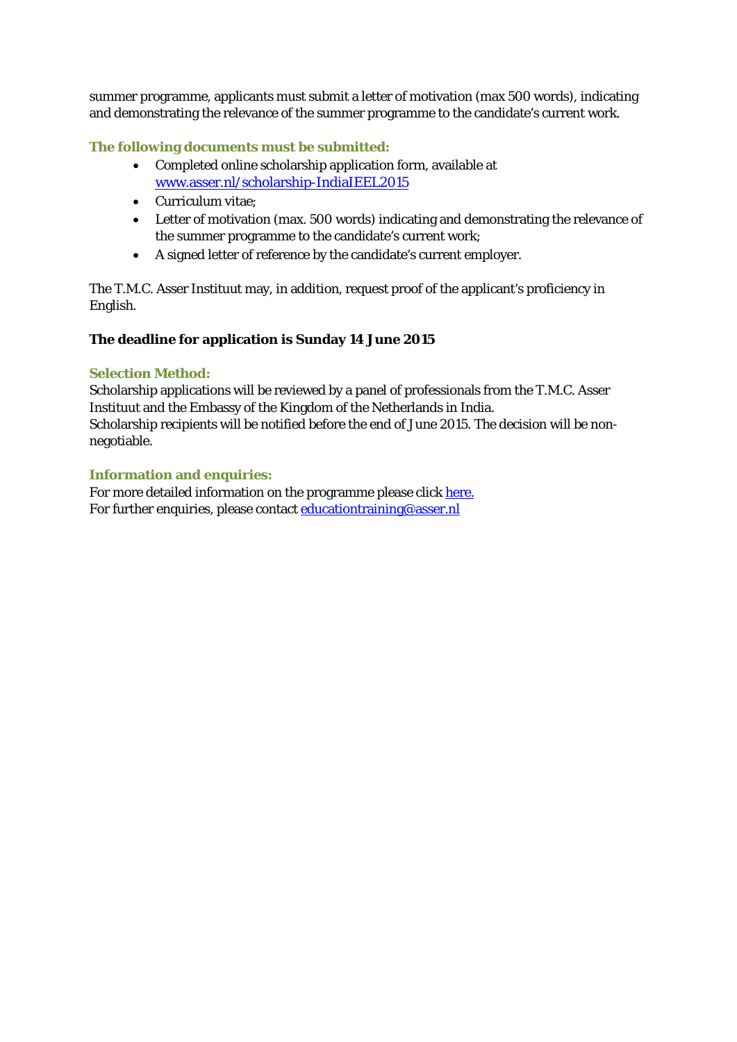summer programme, applicants must submit a letter of motivation (max 500 words), indicating and demonstrating the relevance of the summer programme to the candidate's current work.

### The following documents must be submitted:

- Completed online scholarship application form, available at [www.asser.nl/scholarship-IndiaIEEL2015](www.asser.nl/scholarship-IndiaIEEL2015)
- Curriculum vitae;
- Letter of motivation (max. 500 words) indicating and demonstrating the relevance of the summer programme to the candidate's current work;
- A signed letter of reference by the candidate's current employer.

The T.M.C. Asser Instituut may, in addition, request proof of the applicant's proficiency in English.

**The deadline for application is Sunday 14 June 2015**

### Selection Method:

Scholarship applications will be reviewed by a panel of professionals from the T.M.C. Asser Instituut and the Embassy of the Kingdom of the Netherlands in India.
Scholarship recipients will be notified before the end of June 2015. The decision will be non-negotiable.

### Information and enquiries:

For more detailed information on the programme please click here.
For further enquiries, please contact [educationtraining@asser.nl](mailto:educationtraining@asser.nl)